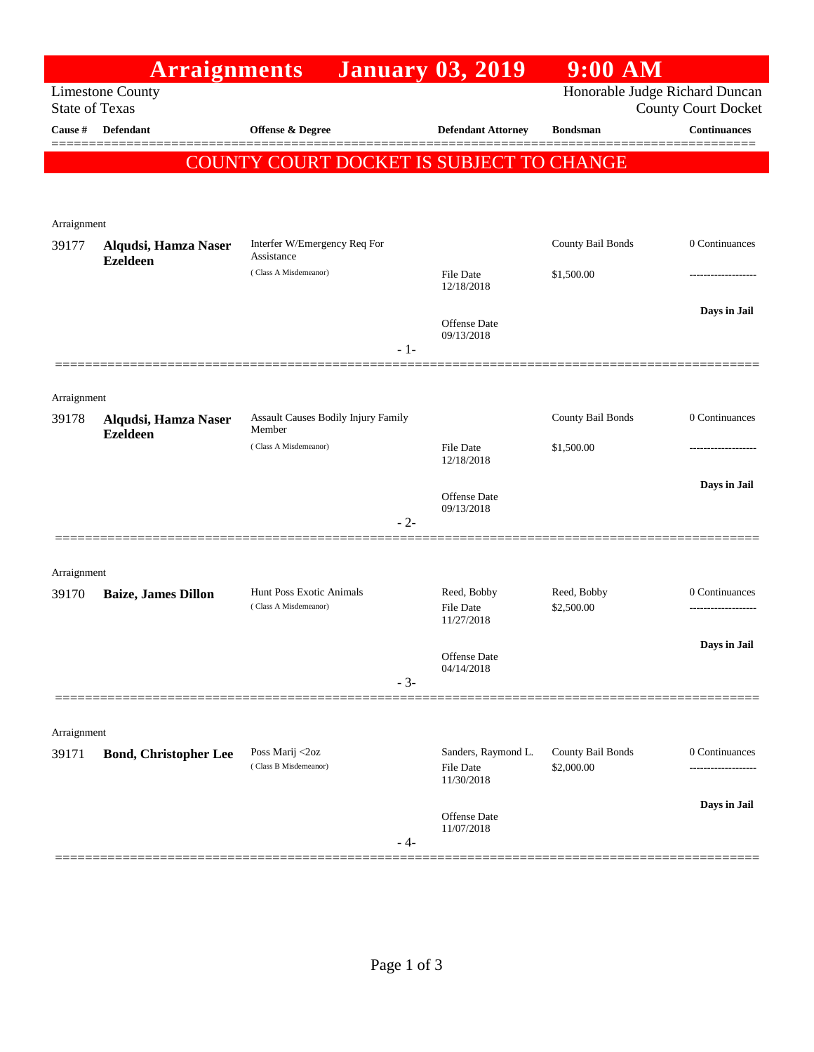# Arraignments January 03, 2019 9:00 AM

Limestone County
State of Texas

Honorable Judge Richard Duncan
County Court Docket

**COUNTY COURT DOCKET IS SUBJECT TO CHANGE**

| Cause # | Defendant | Offense & Degree | Defendant Attorney | Bondsman | Continuances |
|---|---|---|---|---|---|
| Arraignment | | | | | |
| 39177 | **Alqudsi, Hamza Naser Ezeldeen** | Interfer W/Emergency Req For Assistance (Class A Misdemeanor) | File Date 12/18/2018<br>Offense Date 09/13/2018 | County Bail Bonds<br>$1,500.00 | 0 Continuances<br>-------------------<br>**Days in Jail** |
| | | | - 1- | | |
| Arraignment | | | | | |
| 39178 | **Alqudsi, Hamza Naser Ezeldeen** | Assault Causes Bodily Injury Family Member (Class A Misdemeanor) | File Date 12/18/2018<br>Offense Date 09/13/2018 | County Bail Bonds<br>$1,500.00 | 0 Continuances<br>-------------------<br>**Days in Jail** |
| | | | - 2- | | |
| Arraignment | | | | | |
| 39170 | **Baize, James Dillon** | Hunt Poss Exotic Animals (Class A Misdemeanor) | Reed, Bobby<br>File Date 11/27/2018<br>Offense Date 04/14/2018 | Reed, Bobby<br>$2,500.00 | 0 Continuances<br>-------------------<br>**Days in Jail** |
| | | | - 3- | | |
| Arraignment | | | | | |
| 39171 | **Bond, Christopher Lee** | Poss Marij <2oz (Class B Misdemeanor) | Sanders, Raymond L.<br>File Date 11/30/2018<br>Offense Date 11/07/2018 | County Bail Bonds<br>$2,000.00 | 0 Continuances<br>-------------------<br>**Days in Jail** |
| | | | - 4- | | |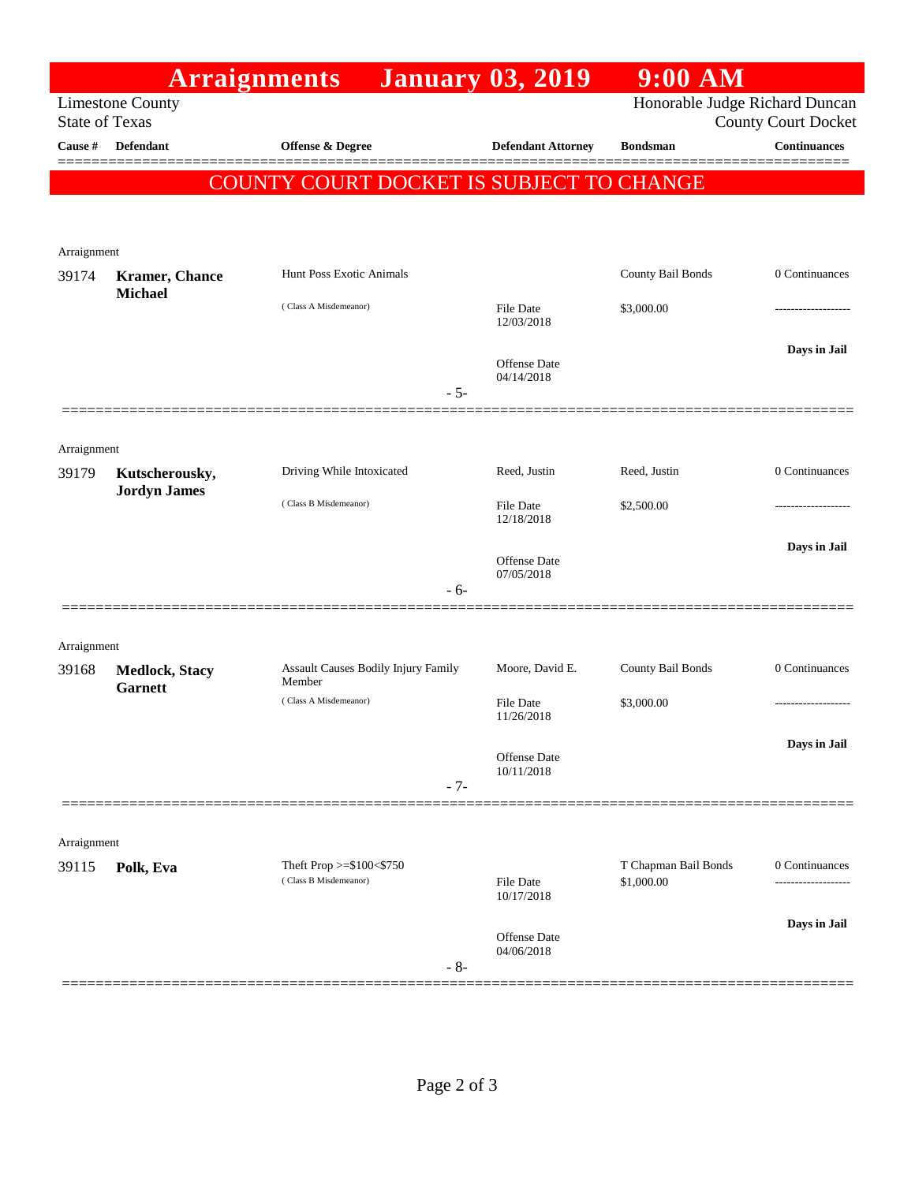# Arraignments January 03, 2019 9:00 AM

Limestone County
State of Texas

Honorable Judge Richard Duncan
County Court Docket

**COUNTY COURT DOCKET IS SUBJECT TO CHANGE**

| Cause # | Defendant | Offense & Degree | Defendant Attorney | Bondsman | Continuances |
|---|---|---|---|---|---|
| Arraignment | | | | | |
| 39174 | **Kramer, Chance Michael** | Hunt Poss Exotic Animals (Class A Misdemeanor) | File Date 12/03/2018; Offense Date 04/14/2018 | County Bail Bonds $3,000.00 | 0 Continuances; Days in Jail |
| | | - 5- | | | |
| Arraignment | | | | | |
| 39179 | **Kutscherousky, Jordyn James** | Driving While Intoxicated (Class B Misdemeanor) | Reed, Justin; File Date 12/18/2018; Offense Date 07/05/2018 | Reed, Justin $2,500.00 | 0 Continuances; Days in Jail |
| | | - 6- | | | |
| Arraignment | | | | | |
| 39168 | **Medlock, Stacy Garnett** | Assault Causes Bodily Injury Family Member (Class A Misdemeanor) | Moore, David E.; File Date 11/26/2018; Offense Date 10/11/2018 | County Bail Bonds $3,000.00 | 0 Continuances; Days in Jail |
| | | - 7- | | | |
| Arraignment | | | | | |
| 39115 | **Polk, Eva** | Theft Prop >=$100<$750 (Class B Misdemeanor) | File Date 10/17/2018; Offense Date 04/06/2018 | T Chapman Bail Bonds $1,000.00 | 0 Continuances; Days in Jail |
| | | - 8- | | | |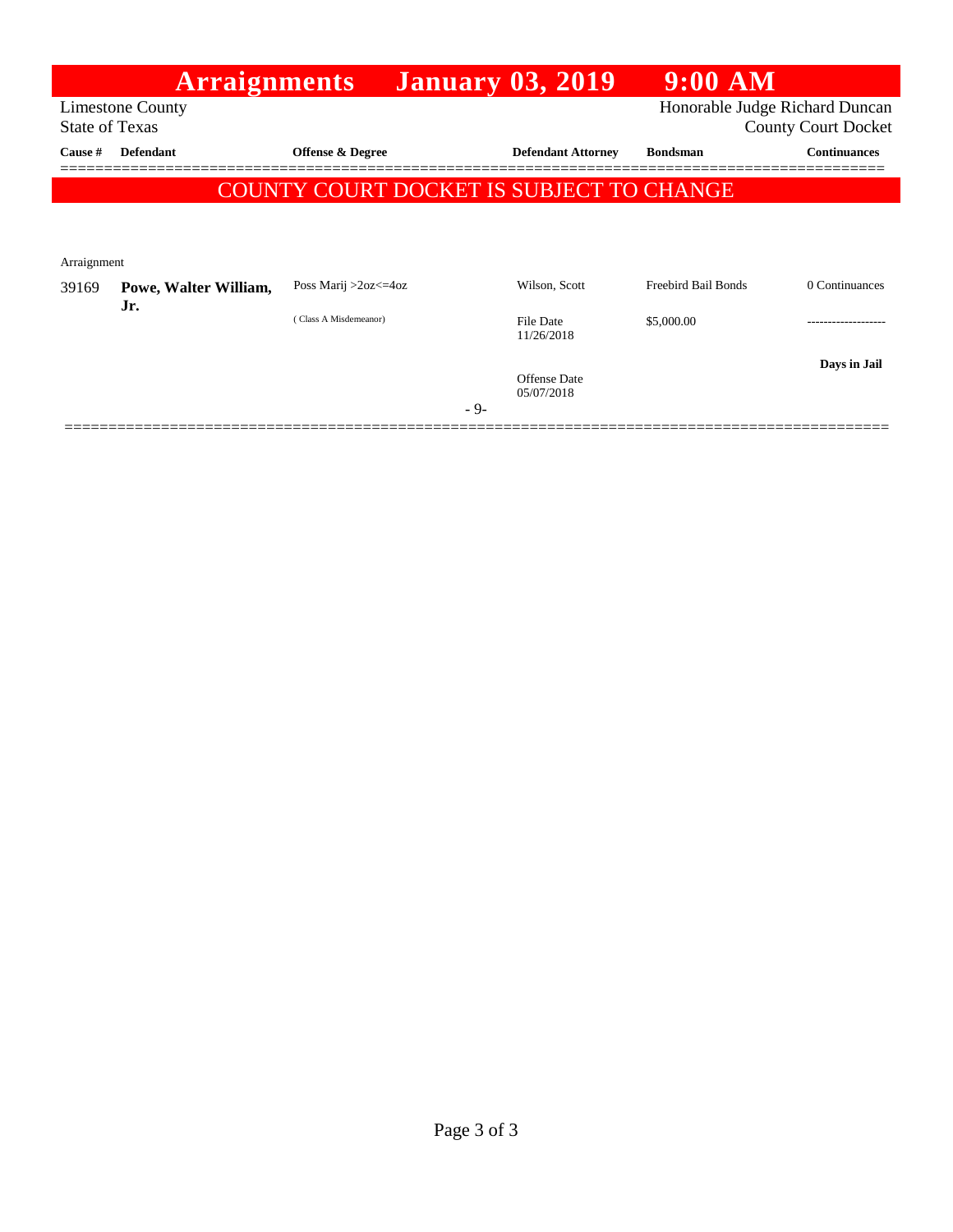# Arraignments January 03, 2019 9:00 AM

Limestone County
State of Texas

Honorable Judge Richard Duncan
County Court Docket

| Cause # | Defendant | Offense & Degree | Defendant Attorney | Bondsman | Continuances |
|---|---|---|---|---|---|

## COUNTY COURT DOCKET IS SUBJECT TO CHANGE

Arraignment

| Cause # | Defendant | Offense & Degree | Defendant Attorney | Bondsman | Continuances |
|---|---|---|---|---|---|
| 39169 | **Powe, Walter William, Jr.** | Poss Marij >2oz<=4oz | Wilson, Scott | Freebird Bail Bonds | 0 Continuances |
| | | ( Class A Misdemeanor) | File Date 11/26/2018 | $5,000.00 | ------------------- |
| | | | Offense Date 05/07/2018 | | **Days in Jail** |

- 9-